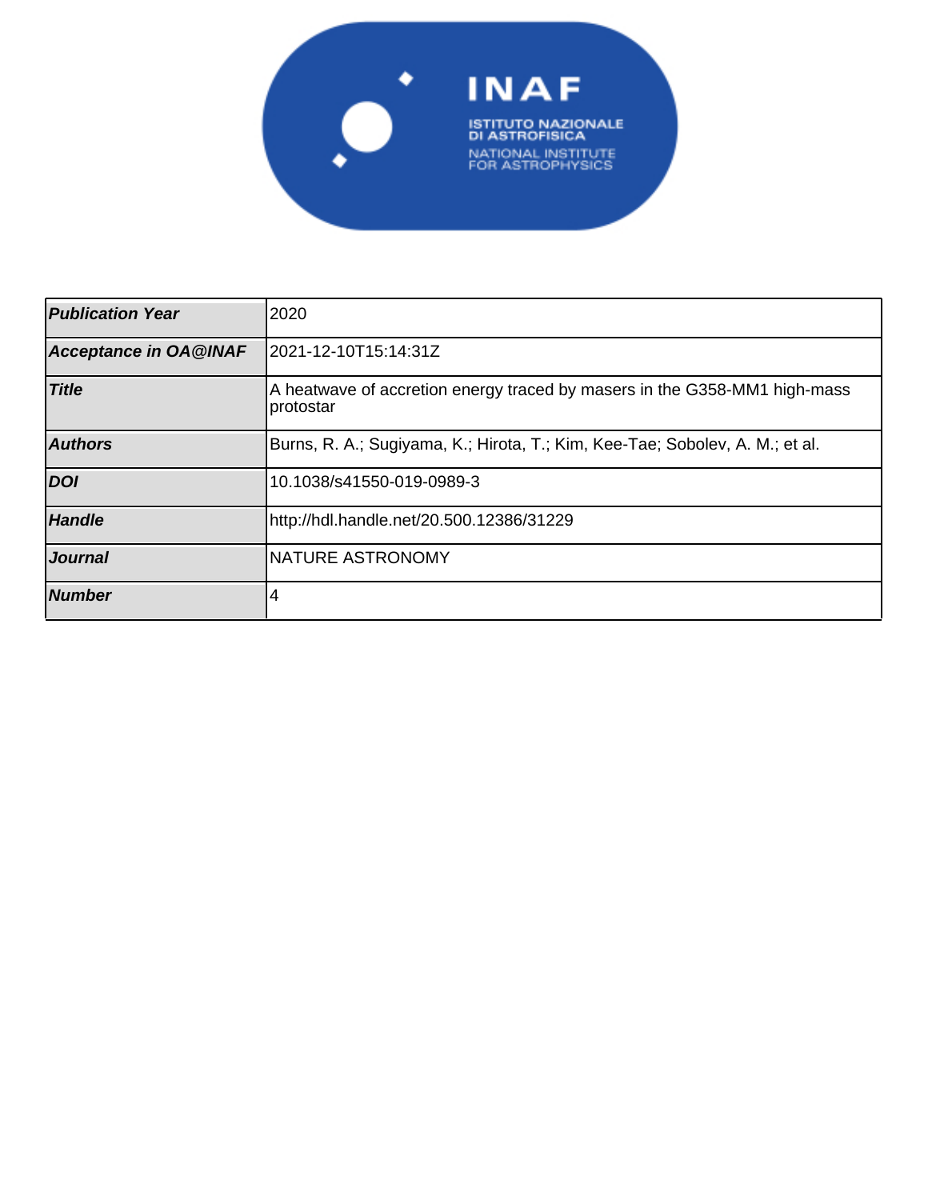| Publication Year | 2020 |
|---|---|
| Acceptance in OA@INAF | 2021-12-10T15:14:31Z |
| Title | A heatwave of accretion energy traced by masers in the G358-MM1 high-mass protostar |
| Authors | Burns, R. A.; Sugiyama, K.; Hirota, T.; Kim, Kee-Tae; Sobolev, A. M.; et al. |
| DOI | 10.1038/s41550-019-0989-3 |
| Handle | http://hdl.handle.net/20.500.12386/31229 |
| Journal | NATURE ASTRONOMY |
| Number | 4 |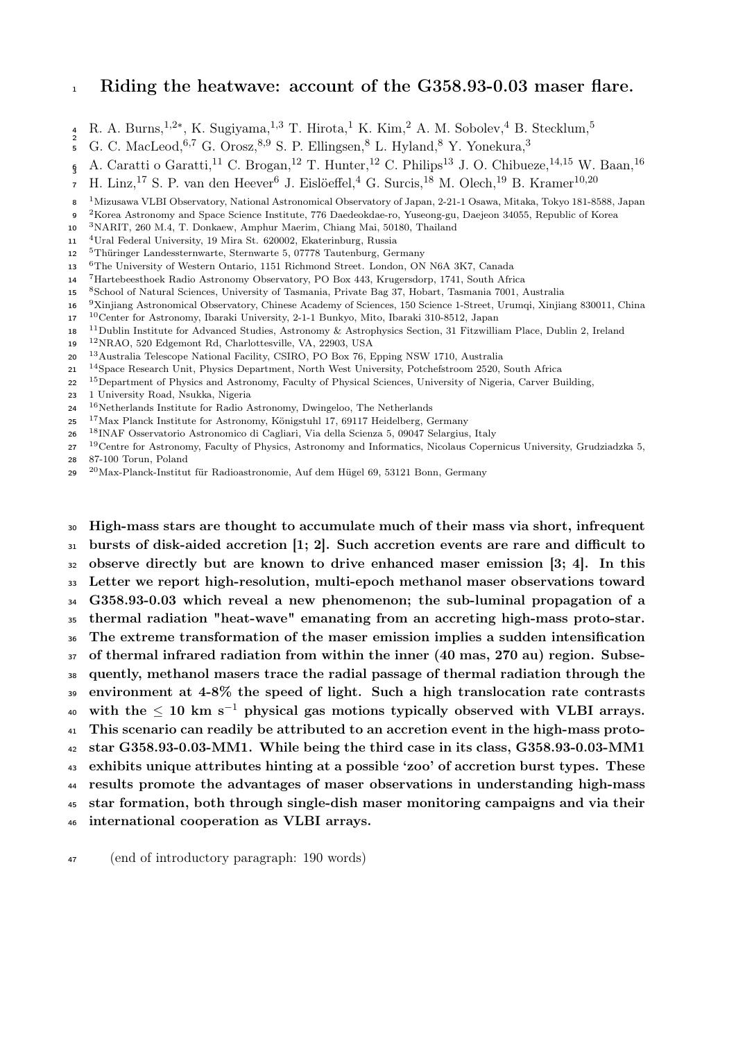# Riding the heatwave: account of the G358.93-0.03 maser flare.

R. A. Burns,[1,2*], K. Sugiyama,[1,3] T. Hirota,[1] K. Kim,[2] A. M. Sobolev,[4] B. Stecklum,[5]
G. C. MacLeod,[6,7] G. Orosz,[8,9] S. P. Ellingsen,[8] L. Hyland,[8] Y. Yonekura,[3]
A. Caratti o Garatti,[11] C. Brogan,[12] T. Hunter,[12] C. Philips[13] J. O. Chibueze,[14,15] W. Baan,[16]
H. Linz,[17] S. P. van den Heever[6] J. Eislöeffel,[4] G. Surcis,[18] M. Olech,[19] B. Kramer[10,20]

[1]Mizusawa VLBI Observatory, National Astronomical Observatory of Japan, 2-21-1 Osawa, Mitaka, Tokyo 181-8588, Japan
[2]Korea Astronomy and Space Science Institute, 776 Daedeokdae-ro, Yuseong-gu, Daejeon 34055, Republic of Korea
[3]NARIT, 260 M.4, T. Donkaew, Amphur Maerim, Chiang Mai, 50180, Thailand
[4]Ural Federal University, 19 Mira St. 620002, Ekaterinburg, Russia
[5]Thüringer Landessternwarte, Sternwarte 5, 07778 Tautenburg, Germany
[6]The University of Western Ontario, 1151 Richmond Street. London, ON N6A 3K7, Canada
[7]Hartebeesthoek Radio Astronomy Observatory, PO Box 443, Krugersdorp, 1741, South Africa
[8]School of Natural Sciences, University of Tasmania, Private Bag 37, Hobart, Tasmania 7001, Australia
[9]Xinjiang Astronomical Observatory, Chinese Academy of Sciences, 150 Science 1-Street, Urumqi, Xinjiang 830011, China
[10]Center for Astronomy, Ibaraki University, 2-1-1 Bunkyo, Mito, Ibaraki 310-8512, Japan
[11]Dublin Institute for Advanced Studies, Astronomy & Astrophysics Section, 31 Fitzwilliam Place, Dublin 2, Ireland
[12]NRAO, 520 Edgemont Rd, Charlottesville, VA, 22903, USA
[13]Australia Telescope National Facility, CSIRO, PO Box 76, Epping NSW 1710, Australia
[14]Space Research Unit, Physics Department, North West University, Potchefstroom 2520, South Africa
[15]Department of Physics and Astronomy, Faculty of Physical Sciences, University of Nigeria, Carver Building, 1 University Road, Nsukka, Nigeria
[16]Netherlands Institute for Radio Astronomy, Dwingeloo, The Netherlands
[17]Max Planck Institute for Astronomy, Königstuhl 17, 69117 Heidelberg, Germany
[18]INAF Osservatorio Astronomico di Cagliari, Via della Scienza 5, 09047 Selargius, Italy
[19]Centre for Astronomy, Faculty of Physics, Astronomy and Informatics, Nicolaus Copernicus University, Grudziadzka 5, 87-100 Torun, Poland
[20]Max-Planck-Institut für Radioastronomie, Auf dem Hügel 69, 53121 Bonn, Germany

**High-mass stars are thought to accumulate much of their mass via short, infrequent bursts of disk-aided accretion [1; 2]. Such accretion events are rare and difficult to observe directly but are known to drive enhanced maser emission [3; 4]. In this Letter we report high-resolution, multi-epoch methanol maser observations toward G358.93-0.03 which reveal a new phenomenon; the sub-luminal propagation of a thermal radiation "heat-wave" emanating from an accreting high-mass proto-star. The extreme transformation of the maser emission implies a sudden intensification of thermal infrared radiation from within the inner (40 mas, 270 au) region. Subsequently, methanol masers trace the radial passage of thermal radiation through the environment at 4-8% the speed of light. Such a high translocation rate contrasts with the $\leq$ 10 km s$^{-1}$ physical gas motions typically observed with VLBI arrays. This scenario can readily be attributed to an accretion event in the high-mass proto-star G358.93-0.03-MM1. While being the third case in its class, G358.93-0.03-MM1 exhibits unique attributes hinting at a possible 'zoo' of accretion burst types. These results promote the advantages of maser observations in understanding high-mass star formation, both through single-dish maser monitoring campaigns and via their international cooperation as VLBI arrays.**

(end of introductory paragraph: 190 words)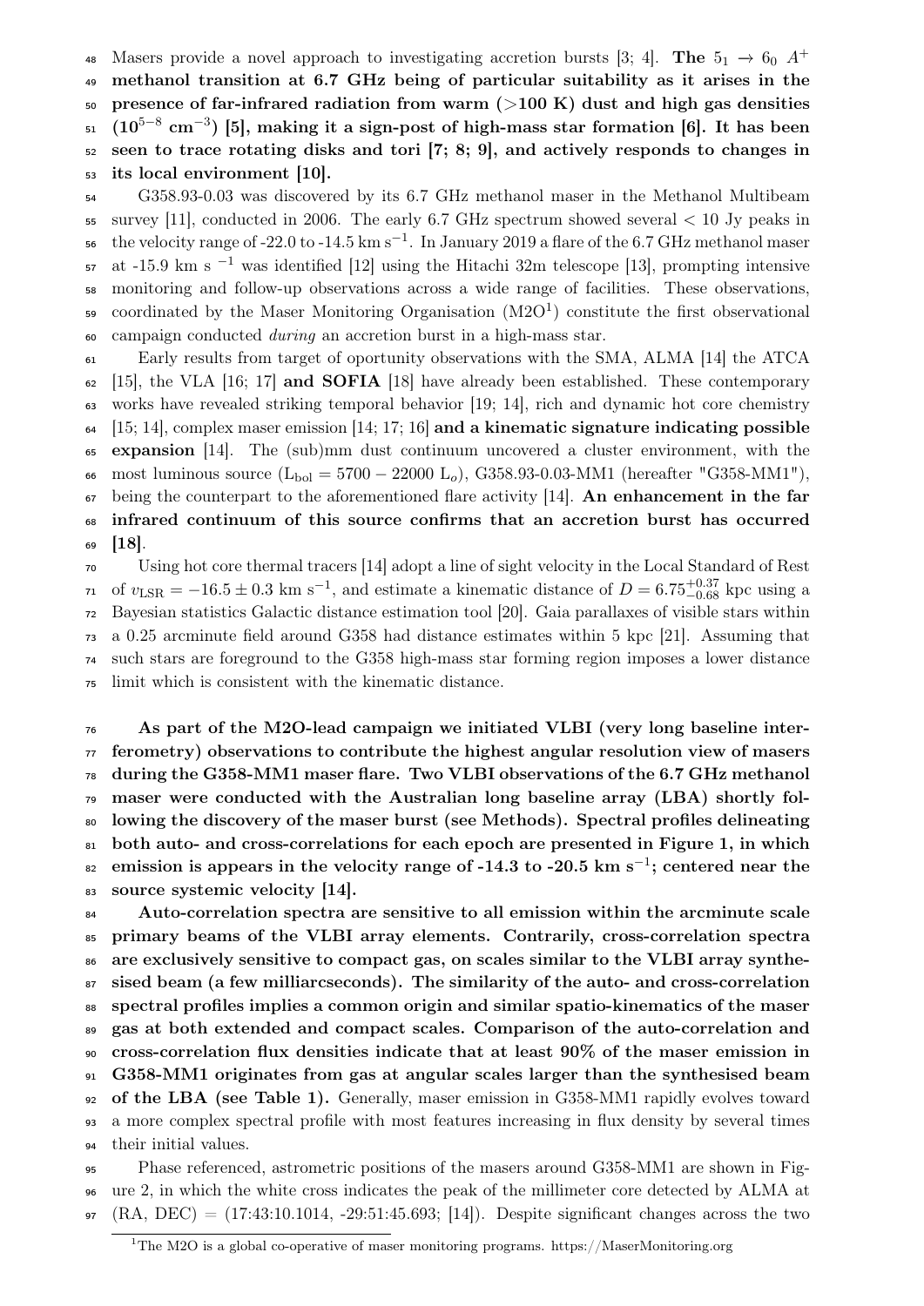Masers provide a novel approach to investigating accretion bursts [3; 4]. **The $5_1 \rightarrow 6_0$ $A^+$ methanol transition at 6.7 GHz being of particular suitability as it arises in the presence of far-infrared radiation from warm (>100 K) dust and high gas densities ($10^{5-8}$ $\mathrm{cm^{-3}}$) [5], making it a sign-post of high-mass star formation [6]. It has been seen to trace rotating disks and tori [7; 8; 9], and actively responds to changes in its local environment [10].**

G358.93-0.03 was discovered by its 6.7 GHz methanol maser in the Methanol Multibeam survey [11], conducted in 2006. The early 6.7 GHz spectrum showed several < 10 Jy peaks in the velocity range of -22.0 to -14.5 km $\mathrm{s^{-1}}$. In January 2019 a flare of the 6.7 GHz methanol maser at -15.9 km s $^{-1}$ was identified [12] using the Hitachi 32m telescope [13], prompting intensive monitoring and follow-up observations across a wide range of facilities. These observations, coordinated by the Maser Monitoring Organisation (M2O[1]) constitute the first observational campaign conducted *during* an accretion burst in a high-mass star.

Early results from target of oportunity observations with the SMA, ALMA [14] the ATCA [15], the VLA [16; 17] **and SOFIA** [18] have already been established. These contemporary works have revealed striking temporal behavior [19; 14], rich and dynamic hot core chemistry [15; 14], complex maser emission [14; 17; 16] **and a kinematic signature indicating possible expansion** [14]. The (sub)mm dust continuum uncovered a cluster environment, with the most luminous source ($\mathrm{L_{bol}} = 5700 - 22000$ $\mathrm{L}_o$), G358.93-0.03-MM1 (hereafter "G358-MM1"), being the counterpart to the aforementioned flare activity [14]. **An enhancement in the far infrared continuum of this source confirms that an accretion burst has occurred [18]**.

Using hot core thermal tracers [14] adopt a line of sight velocity in the Local Standard of Rest of $v_{\mathrm{LSR}} = -16.5 \pm 0.3$ km $\mathrm{s^{-1}}$, and estimate a kinematic distance of $D = 6.75^{+0.37}_{-0.68}$ kpc using a Bayesian statistics Galactic distance estimation tool [20]. Gaia parallaxes of visible stars within a 0.25 arcminute field around G358 had distance estimates within 5 kpc [21]. Assuming that such stars are foreground to the G358 high-mass star forming region imposes a lower distance limit which is consistent with the kinematic distance.

**As part of the M2O-lead campaign we initiated VLBI (very long baseline interferometry) observations to contribute the highest angular resolution view of masers during the G358-MM1 maser flare. Two VLBI observations of the 6.7 GHz methanol maser were conducted with the Australian long baseline array (LBA) shortly following the discovery of the maser burst (see Methods). Spectral profiles delineating both auto- and cross-correlations for each epoch are presented in Figure 1, in which emission is appears in the velocity range of -14.3 to -20.5 km $\mathrm{s^{-1}}$; centered near the source systemic velocity [14].**

**Auto-correlation spectra are sensitive to all emission within the arcminute scale primary beams of the VLBI array elements. Contrarily, cross-correlation spectra are exclusively sensitive to compact gas, on scales similar to the VLBI array synthesised beam (a few milliarcseconds). The similarity of the auto- and cross-correlation spectral profiles implies a common origin and similar spatio-kinematics of the maser gas at both extended and compact scales. Comparison of the auto-correlation and cross-correlation flux densities indicate that at least 90% of the maser emission in G358-MM1 originates from gas at angular scales larger than the synthesised beam of the LBA (see Table 1).** Generally, maser emission in G358-MM1 rapidly evolves toward a more complex spectral profile with most features increasing in flux density by several times their initial values.

Phase referenced, astrometric positions of the masers around G358-MM1 are shown in Figure 2, in which the white cross indicates the peak of the millimeter core detected by ALMA at (RA, DEC) = (17:43:10.1014, -29:51:45.693; [14]). Despite significant changes across the two

[1]The M2O is a global co-operative of maser monitoring programs. https://MaserMonitoring.org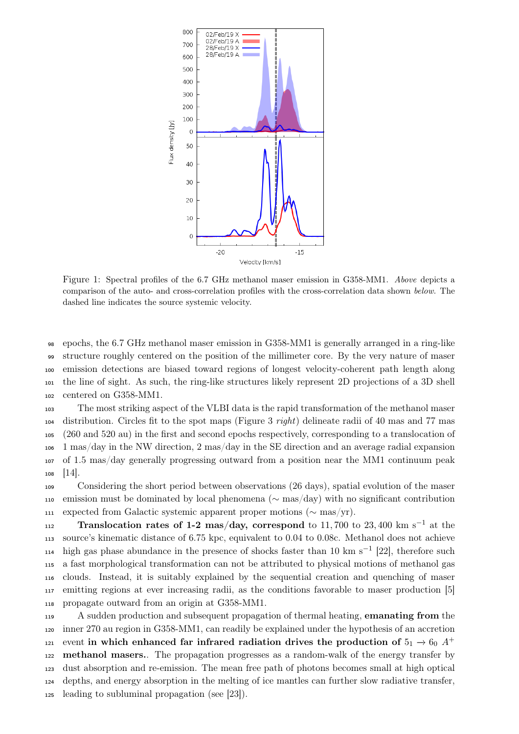Figure 1: Spectral profiles of the 6.7 GHz methanol maser emission in G358-MM1. *Above* depicts a comparison of the auto- and cross-correlation profiles with the cross-correlation data shown *below*. The dashed line indicates the source systemic velocity.

epochs, the 6.7 GHz methanol maser emission in G358-MM1 is generally arranged in a ring-like structure roughly centered on the position of the millimeter core. By the very nature of maser emission detections are biased toward regions of longest velocity-coherent path length along the line of sight. As such, the ring-like structures likely represent 2D projections of a 3D shell centered on G358-MM1.

The most striking aspect of the VLBI data is the rapid transformation of the methanol maser distribution. Circles fit to the spot maps (Figure 3 *right*) delineate radii of 40 mas and 77 mas (260 and 520 au) in the first and second epochs respectively, corresponding to a translocation of 1 mas/day in the NW direction, 2 mas/day in the SE direction and an average radial expansion of 1.5 mas/day generally progressing outward from a position near the MM1 continuum peak [14].

Considering the short period between observations (26 days), spatial evolution of the maser emission must be dominated by local phenomena ($\sim$ mas/day) with no significant contribution expected from Galactic systemic apparent proper motions ($\sim$ mas/yr).

**Translocation rates of 1-2 mas/day, correspond** to $11,700$ to $23,400$ km s$^{-1}$ at the source's kinematic distance of 6.75 kpc, equivalent to 0.04 to 0.08c. Methanol does not achieve high gas phase abundance in the presence of shocks faster than 10 km s$^{-1}$ [22], therefore such a fast morphological transformation can not be attributed to physical motions of methanol gas clouds. Instead, it is suitably explained by the sequential creation and quenching of maser emitting regions at ever increasing radii, as the conditions favorable to maser production [5] propagate outward from an origin at G358-MM1.

A sudden production and subsequent propagation of thermal heating, **emanating from** the inner 270 au region in G358-MM1, can readily be explained under the hypothesis of an accretion event **in which enhanced far infrared radiation drives the production of $5_1 \rightarrow 6_0$ $A^+$ methanol masers.**. The propagation progresses as a random-walk of the energy transfer by dust absorption and re-emission. The mean free path of photons becomes small at high optical depths, and energy absorption in the melting of ice mantles can further slow radiative transfer, leading to subluminal propagation (see [23]).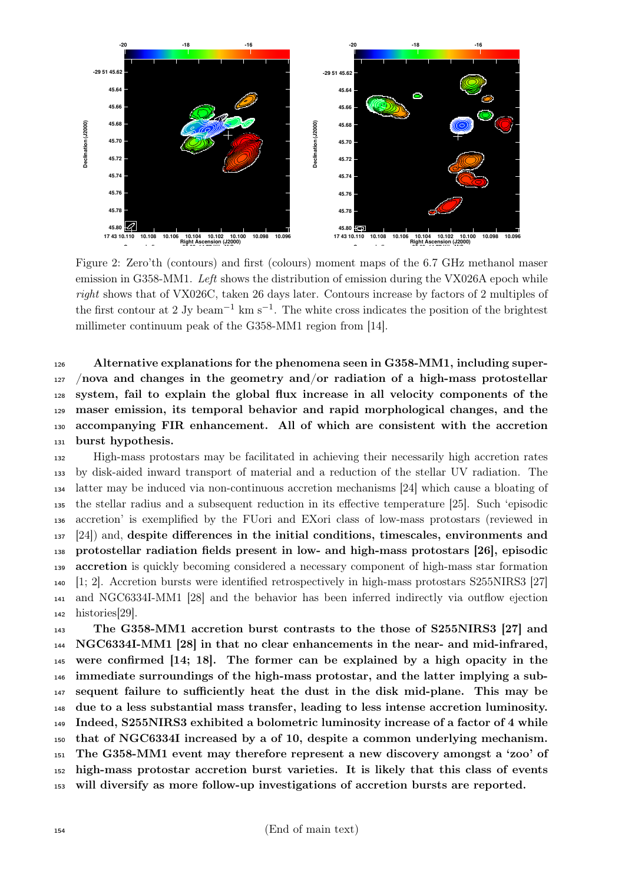Figure 2: Zero'th (contours) and first (colours) moment maps of the 6.7 GHz methanol maser emission in G358-MM1. *Left* shows the distribution of emission during the VX026A epoch while *right* shows that of VX026C, taken 26 days later. Contours increase by factors of 2 multiples of the first contour at 2 Jy beam$^{-1}$ km s$^{-1}$. The white cross indicates the position of the brightest millimeter continuum peak of the G358-MM1 region from [14].

**Alternative explanations for the phenomena seen in G358-MM1, including super-/nova and changes in the geometry and/or radiation of a high-mass protostellar system, fail to explain the global flux increase in all velocity components of the maser emission, its temporal behavior and rapid morphological changes, and the accompanying FIR enhancement. All of which are consistent with the accretion burst hypothesis.**

High-mass protostars may be facilitated in achieving their necessarily high accretion rates by disk-aided inward transport of material and a reduction of the stellar UV radiation. The latter may be induced via non-continuous accretion mechanisms [24] which cause a bloating of the stellar radius and a subsequent reduction in its effective temperature [25]. Such 'episodic accretion' is exemplified by the FUori and EXori class of low-mass protostars (reviewed in [24]) and, **despite differences in the initial conditions, timescales, environments and protostellar radiation fields present in low- and high-mass protostars [26], episodic accretion** is quickly becoming considered a necessary component of high-mass star formation [1; 2]. Accretion bursts were identified retrospectively in high-mass protostars S255NIRS3 [27] and NGC6334I-MM1 [28] and the behavior has been inferred indirectly via outflow ejection histories[29].

**The G358-MM1 accretion burst contrasts to the those of S255NIRS3 [27] and NGC6334I-MM1 [28] in that no clear enhancements in the near- and mid-infrared, were confirmed [14; 18]. The former can be explained by a high opacity in the immediate surroundings of the high-mass protostar, and the latter implying a subsequent failure to sufficiently heat the dust in the disk mid-plane. This may be due to a less substantial mass transfer, leading to less intense accretion luminosity. Indeed, S255NIRS3 exhibited a bolometric luminosity increase of a factor of 4 while that of NGC6334I increased by a of 10, despite a common underlying mechanism. The G358-MM1 event may therefore represent a new discovery amongst a 'zoo' of high-mass protostar accretion burst varieties. It is likely that this class of events will diversify as more follow-up investigations of accretion bursts are reported.**

(End of main text)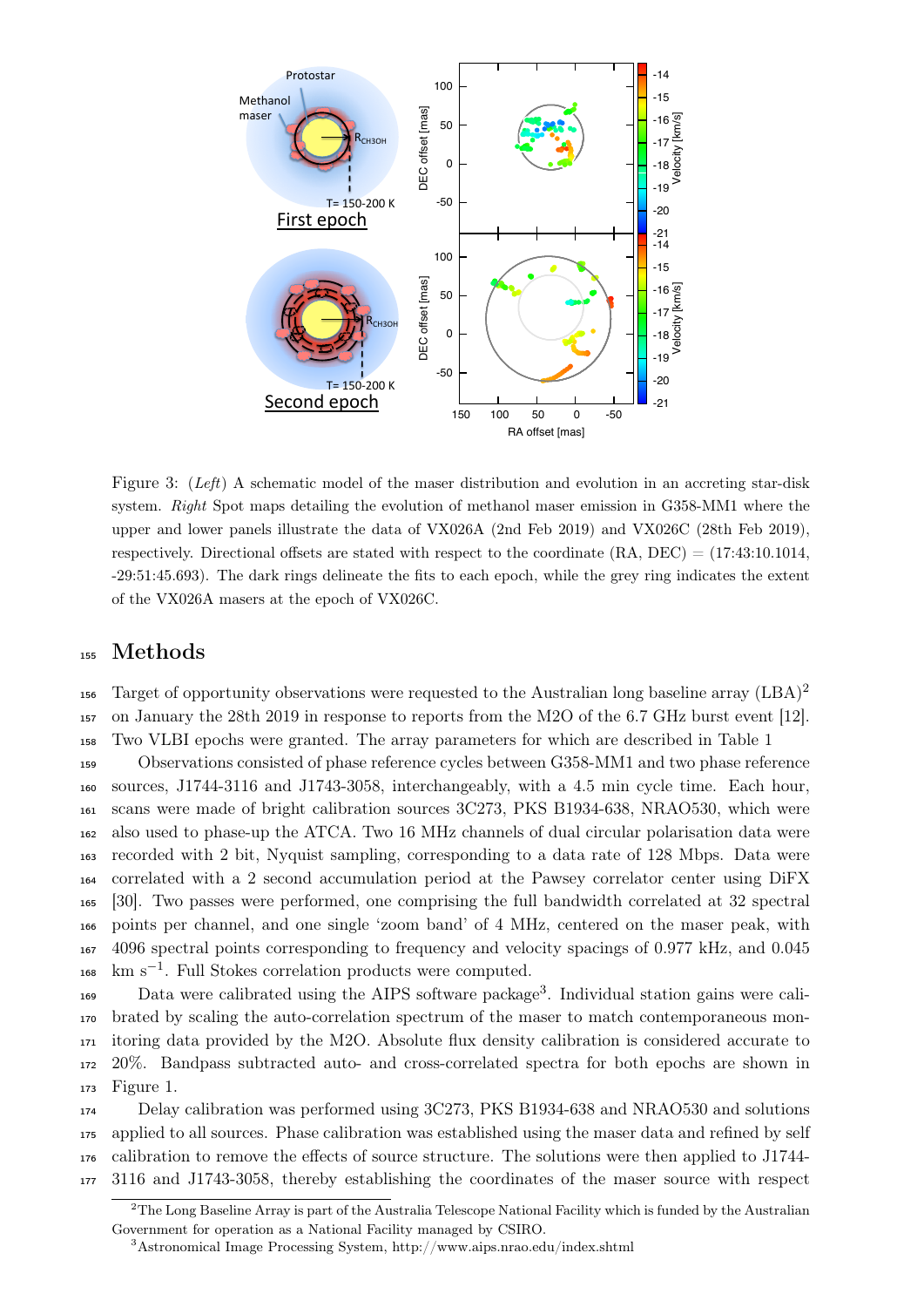Figure 3: (*Left*) A schematic model of the maser distribution and evolution in an accreting star-disk system. *Right* Spot maps detailing the evolution of methanol maser emission in G358-MM1 where the upper and lower panels illustrate the data of VX026A (2nd Feb 2019) and VX026C (28th Feb 2019), respectively. Directional offsets are stated with respect to the coordinate (RA, DEC) = (17:43:10.1014, -29:51:45.693). The dark rings delineate the fits to each epoch, while the grey ring indicates the extent of the VX026A masers at the epoch of VX026C.

# Methods

Target of opportunity observations were requested to the Australian long baseline array (LBA)[2] on January the 28th 2019 in response to reports from the M2O of the 6.7 GHz burst event [12]. Two VLBI epochs were granted. The array parameters for which are described in Table 1

Observations consisted of phase reference cycles between G358-MM1 and two phase reference sources, J1744-3116 and J1743-3058, interchangeably, with a 4.5 min cycle time. Each hour, scans were made of bright calibration sources 3C273, PKS B1934-638, NRAO530, which were also used to phase-up the ATCA. Two 16 MHz channels of dual circular polarisation data were recorded with 2 bit, Nyquist sampling, corresponding to a data rate of 128 Mbps. Data were correlated with a 2 second accumulation period at the Pawsey correlator center using DiFX [30]. Two passes were performed, one comprising the full bandwidth correlated at 32 spectral points per channel, and one single 'zoom band' of 4 MHz, centered on the maser peak, with 4096 spectral points corresponding to frequency and velocity spacings of 0.977 kHz, and 0.045 km s$^{-1}$. Full Stokes correlation products were computed.

Data were calibrated using the AIPS software package[3]. Individual station gains were calibrated by scaling the auto-correlation spectrum of the maser to match contemporaneous monitoring data provided by the M2O. Absolute flux density calibration is considered accurate to 20%. Bandpass subtracted auto- and cross-correlated spectra for both epochs are shown in Figure 1.

Delay calibration was performed using 3C273, PKS B1934-638 and NRAO530 and solutions applied to all sources. Phase calibration was established using the maser data and refined by self calibration to remove the effects of source structure. The solutions were then applied to J1744-3116 and J1743-3058, thereby establishing the coordinates of the maser source with respect

[2] The Long Baseline Array is part of the Australia Telescope National Facility which is funded by the Australian Government for operation as a National Facility managed by CSIRO.

[3] Astronomical Image Processing System, http://www.aips.nrao.edu/index.shtml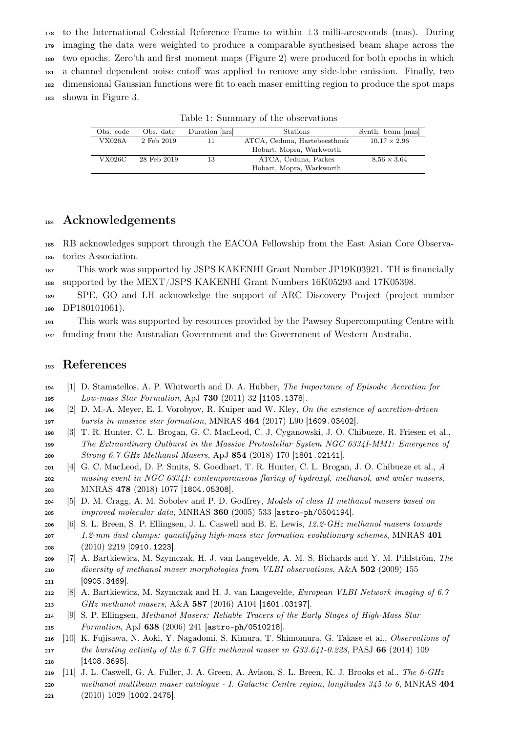to the International Celestial Reference Frame to within ±3 milli-arcseconds (mas). During imaging the data were weighted to produce a comparable synthesised beam shape across the two epochs. Zero'th and first moment maps (Figure 2) were produced for both epochs in which a channel dependent noise cutoff was applied to remove any side-lobe emission. Finally, two dimensional Gaussian functions were fit to each maser emitting region to produce the spot maps shown in Figure 3.

Table 1: Summary of the observations

| Obs. code | Obs. date | Duration [hrs] | Stations | Synth. beam [mas] |
|---|---|---|---|---|
| VX026A | 2 Feb 2019 | 11 | ATCA, Ceduna, Hartebeesthoek<br>Hobart, Mopra, Warkworth | $10.17 \times 2.96$ |
| VX026C | 28 Feb 2019 | 13 | ATCA, Ceduna, Parkes<br>Hobart, Mopra, Warkworth | $8.56 \times 3.64$ |

## Acknowledgements

RB acknowledges support through the EACOA Fellowship from the East Asian Core Observatories Association.

This work was supported by JSPS KAKENHI Grant Number JP19K03921. TH is financially supported by the MEXT/JSPS KAKENHI Grant Numbers 16K05293 and 17K05398.

SPE, GO and LH acknowledge the support of ARC Discovery Project (project number DP180101061).

This work was supported by resources provided by the Pawsey Supercomputing Centre with funding from the Australian Government and the Government of Western Australia.

## References

[1] D. Stamatellos, A. P. Whitworth and D. A. Hubber, *The Importance of Episodic Accretion for Low-mass Star Formation*, ApJ **730** (2011) 32 [1103.1378].

[2] D. M.-A. Meyer, E. I. Vorobyov, R. Kuiper and W. Kley, *On the existence of accretion-driven bursts in massive star formation*, MNRAS **464** (2017) L90 [1609.03402].

[3] T. R. Hunter, C. L. Brogan, G. C. MacLeod, C. J. Cyganowski, J. O. Chibueze, R. Friesen et al., *The Extraordinary Outburst in the Massive Protostellar System NGC 6334I-MM1: Emergence of Strong 6.7 GHz Methanol Masers*, ApJ **854** (2018) 170 [1801.02141].

[4] G. C. MacLeod, D. P. Smits, S. Goedhart, T. R. Hunter, C. L. Brogan, J. O. Chibueze et al., *A masing event in NGC 6334I: contemporaneous flaring of hydroxyl, methanol, and water masers*, MNRAS **478** (2018) 1077 [1804.05308].

[5] D. M. Cragg, A. M. Sobolev and P. D. Godfrey, *Models of class II methanol masers based on improved molecular data*, MNRAS **360** (2005) 533 [astro-ph/0504194].

[6] S. L. Breen, S. P. Ellingsen, J. L. Caswell and B. E. Lewis, *12.2-GHz methanol masers towards 1.2-mm dust clumps: quantifying high-mass star formation evolutionary schemes*, MNRAS **401** (2010) 2219 [0910.1223].

[7] A. Bartkiewicz, M. Szymczak, H. J. van Langevelde, A. M. S. Richards and Y. M. Pihlström, *The diversity of methanol maser morphologies from VLBI observations*, A&A **502** (2009) 155 [0905.3469].

[8] A. Bartkiewicz, M. Szymczak and H. J. van Langevelde, *European VLBI Network imaging of 6.7 GHz methanol masers*, A&A **587** (2016) A104 [1601.03197].

[9] S. P. Ellingsen, *Methanol Masers: Reliable Tracers of the Early Stages of High-Mass Star Formation*, ApJ **638** (2006) 241 [astro-ph/0510218].

[10] K. Fujisawa, N. Aoki, Y. Nagadomi, S. Kimura, T. Shimomura, G. Takase et al., *Observations of the bursting activity of the 6.7 GHz methanol maser in G33.641-0.228*, PASJ **66** (2014) 109 [1408.3695].

[11] J. L. Caswell, G. A. Fuller, J. A. Green, A. Avison, S. L. Breen, K. J. Brooks et al., *The 6-GHz methanol multibeam maser catalogue - I. Galactic Centre region, longitudes 345 to 6*, MNRAS **404** (2010) 1029 [1002.2475].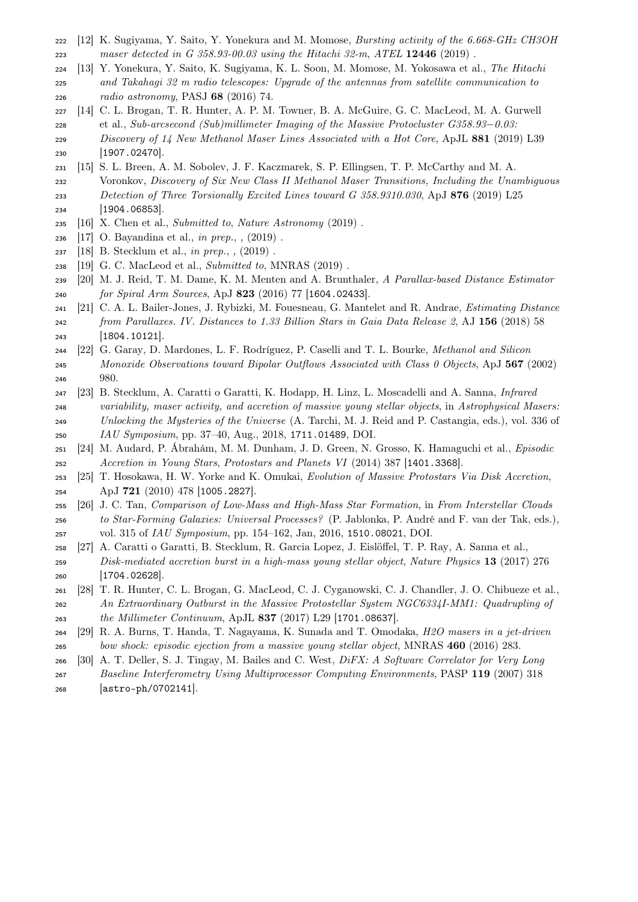[12] K. Sugiyama, Y. Saito, Y. Yonekura and M. Momose, *Bursting activity of the 6.668-GHz CH3OH maser detected in G 358.93-00.03 using the Hitachi 32-m*, *ATEL* **12446** (2019) .

[13] Y. Yonekura, Y. Saito, K. Sugiyama, K. L. Soon, M. Momose, M. Yokosawa et al., *The Hitachi and Takahagi 32 m radio telescopes: Upgrade of the antennas from satellite communication to radio astronomy*, PASJ **68** (2016) 74.

[14] C. L. Brogan, T. R. Hunter, A. P. M. Towner, B. A. McGuire, G. C. MacLeod, M. A. Gurwell et al., *Sub-arcsecond (Sub)millimeter Imaging of the Massive Protocluster G358.93−0.03: Discovery of 14 New Methanol Maser Lines Associated with a Hot Core*, ApJL **881** (2019) L39 [1907.02470].

[15] S. L. Breen, A. M. Sobolev, J. F. Kaczmarek, S. P. Ellingsen, T. P. McCarthy and M. A. Voronkov, *Discovery of Six New Class II Methanol Maser Transitions, Including the Unambiguous Detection of Three Torsionally Excited Lines toward G 358.9310.030*, ApJ **876** (2019) L25 [1904.06853].

[16] X. Chen et al., *Submitted to*, *Nature Astronomy* (2019) .

[17] O. Bayandina et al., *in prep.*, , (2019) .

[18] B. Stecklum et al., *in prep.*, , (2019) .

[19] G. C. MacLeod et al., *Submitted to*, MNRAS (2019) .

[20] M. J. Reid, T. M. Dame, K. M. Menten and A. Brunthaler, *A Parallax-based Distance Estimator for Spiral Arm Sources*, ApJ **823** (2016) 77 [1604.02433].

[21] C. A. L. Bailer-Jones, J. Rybizki, M. Fouesneau, G. Mantelet and R. Andrae, *Estimating Distance from Parallaxes. IV. Distances to 1.33 Billion Stars in Gaia Data Release 2*, AJ **156** (2018) 58 [1804.10121].

[22] G. Garay, D. Mardones, L. F. Rodríguez, P. Caselli and T. L. Bourke, *Methanol and Silicon Monoxide Observations toward Bipolar Outflows Associated with Class 0 Objects*, ApJ **567** (2002) 980.

[23] B. Stecklum, A. Caratti o Garatti, K. Hodapp, H. Linz, L. Moscadelli and A. Sanna, *Infrared variability, maser activity, and accretion of massive young stellar objects*, in *Astrophysical Masers: Unlocking the Mysteries of the Universe* (A. Tarchi, M. J. Reid and P. Castangia, eds.), vol. 336 of *IAU Symposium*, pp. 37–40, Aug., 2018, 1711.01489, DOI.

[24] M. Audard, P. Ábrahám, M. M. Dunham, J. D. Green, N. Grosso, K. Hamaguchi et al., *Episodic Accretion in Young Stars*, *Protostars and Planets VI* (2014) 387 [1401.3368].

[25] T. Hosokawa, H. W. Yorke and K. Omukai, *Evolution of Massive Protostars Via Disk Accretion*, ApJ **721** (2010) 478 [1005.2827].

[26] J. C. Tan, *Comparison of Low-Mass and High-Mass Star Formation*, in *From Interstellar Clouds to Star-Forming Galaxies: Universal Processes?* (P. Jablonka, P. André and F. van der Tak, eds.), vol. 315 of *IAU Symposium*, pp. 154–162, Jan, 2016, 1510.08021, DOI.

[27] A. Caratti o Garatti, B. Stecklum, R. Garcia Lopez, J. Eislöffel, T. P. Ray, A. Sanna et al., *Disk-mediated accretion burst in a high-mass young stellar object*, *Nature Physics* **13** (2017) 276 [1704.02628].

[28] T. R. Hunter, C. L. Brogan, G. MacLeod, C. J. Cyganowski, C. J. Chandler, J. O. Chibueze et al., *An Extraordinary Outburst in the Massive Protostellar System NGC6334I-MM1: Quadrupling of the Millimeter Continuum*, ApJL **837** (2017) L29 [1701.08637].

[29] R. A. Burns, T. Handa, T. Nagayama, K. Sunada and T. Omodaka, *H2O masers in a jet-driven bow shock: episodic ejection from a massive young stellar object*, MNRAS **460** (2016) 283.

[30] A. T. Deller, S. J. Tingay, M. Bailes and C. West, *DiFX: A Software Correlator for Very Long Baseline Interferometry Using Multiprocessor Computing Environments*, PASP **119** (2007) 318 [astro-ph/0702141].